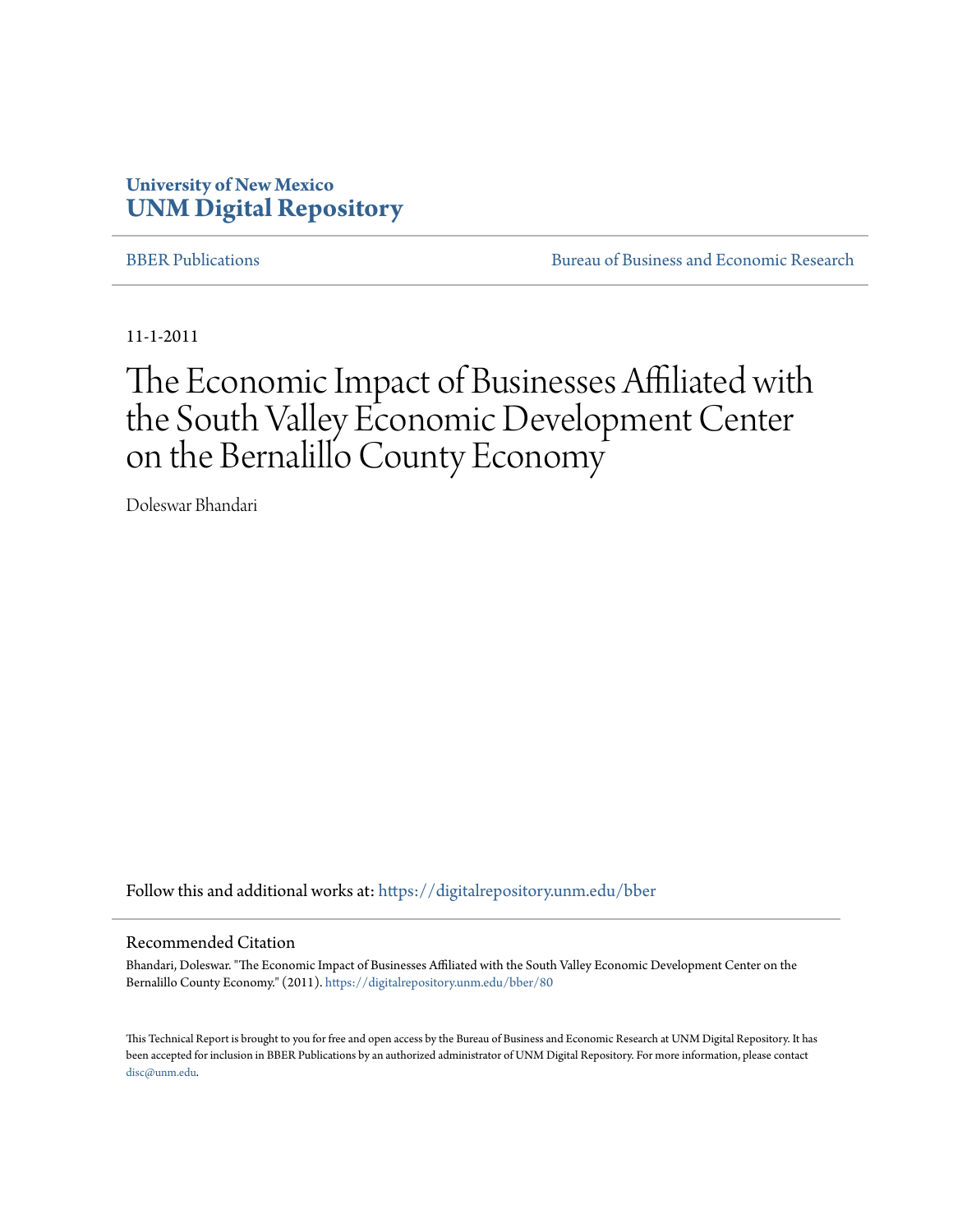University of New Mexico
**UNM Digital Repository**

---

BBER Publications | Bureau of Business and Economic Research

---

11-1-2011

# The Economic Impact of Businesses Affiliated with the South Valley Economic Development Center on the Bernalillo County Economy

Doleswar Bhandari

Follow this and additional works at: https://digitalrepository.unm.edu/bber

---

## Recommended Citation

Bhandari, Doleswar. "The Economic Impact of Businesses Affiliated with the South Valley Economic Development Center on the Bernalillo County Economy." (2011). https://digitalrepository.unm.edu/bber/80

This Technical Report is brought to you for free and open access by the Bureau of Business and Economic Research at UNM Digital Repository. It has been accepted for inclusion in BBER Publications by an authorized administrator of UNM Digital Repository. For more information, please contact disc@unm.edu.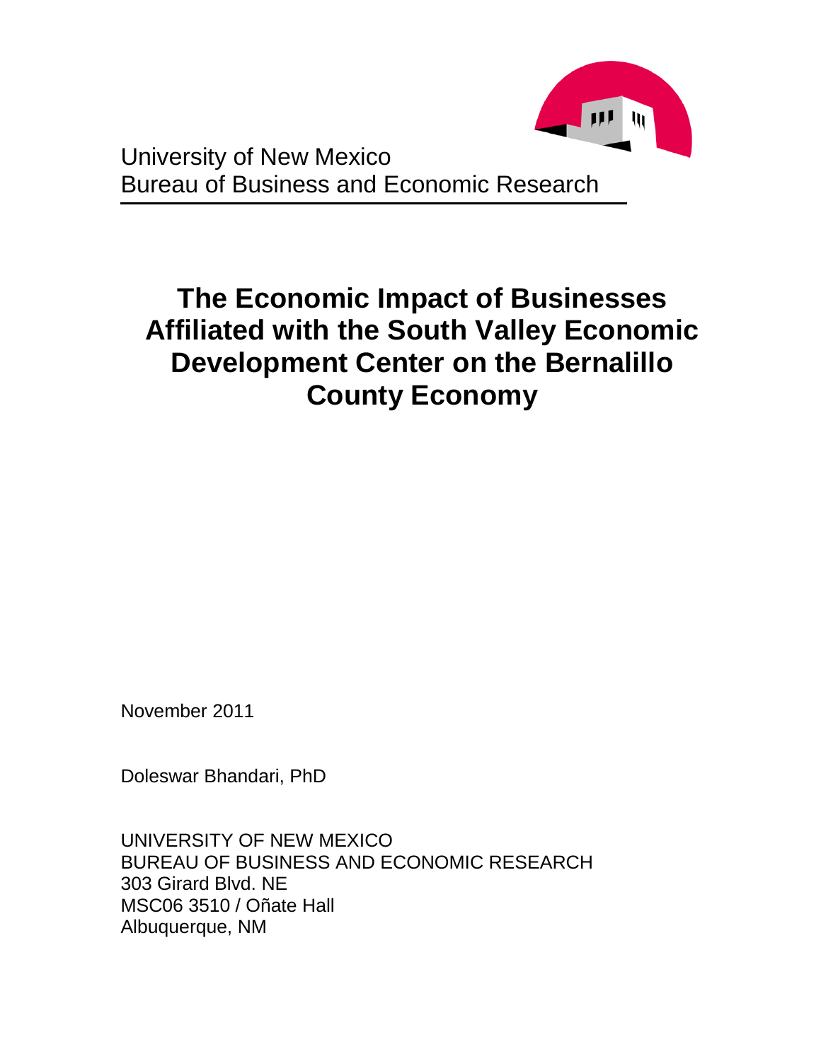University of New Mexico
Bureau of Business and Economic Research

# The Economic Impact of Businesses Affiliated with the South Valley Economic Development Center on the Bernalillo County Economy

November 2011

Doleswar Bhandari, PhD

UNIVERSITY OF NEW MEXICO
BUREAU OF BUSINESS AND ECONOMIC RESEARCH
303 Girard Blvd. NE
MSC06 3510 / Oñate Hall
Albuquerque, NM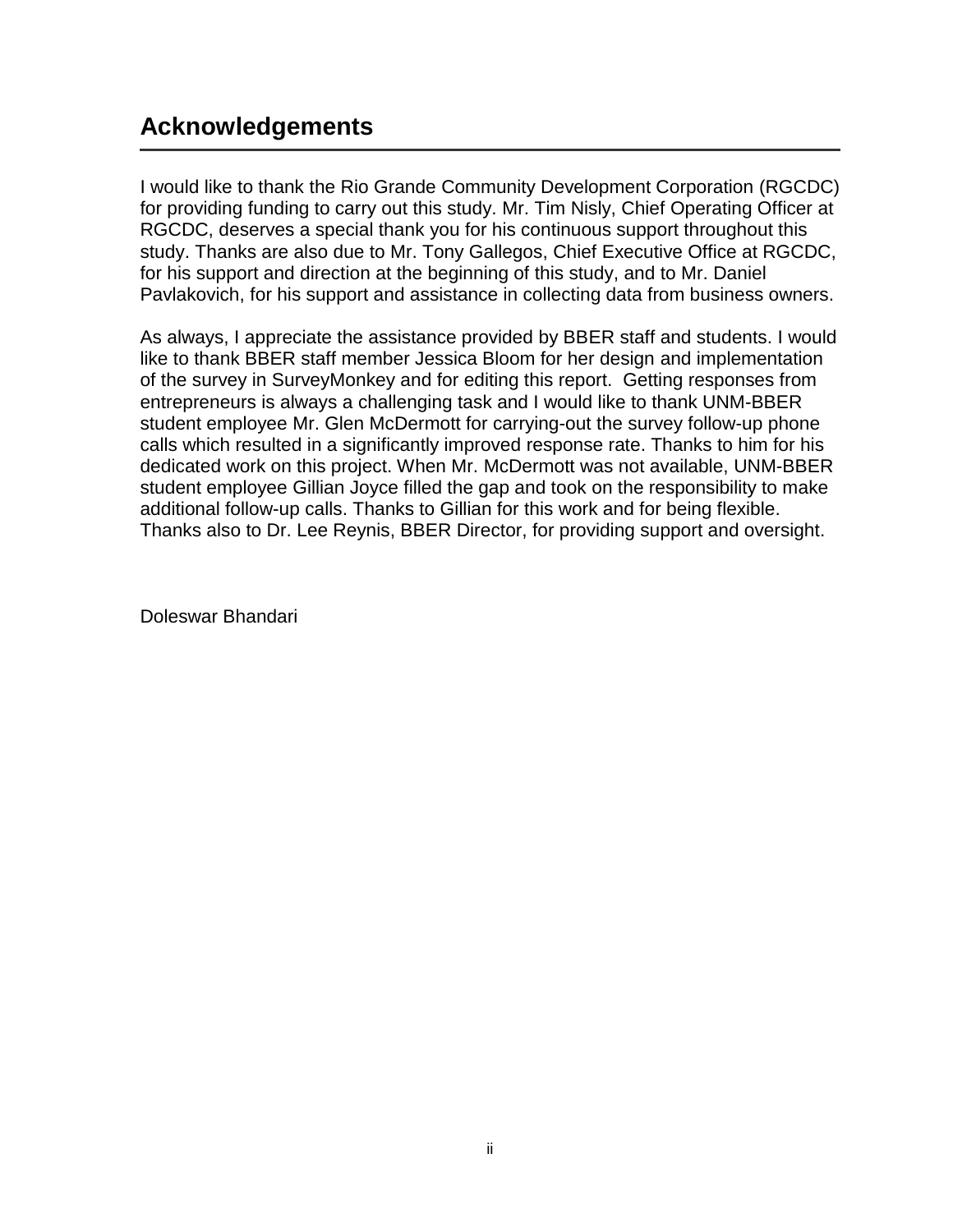# Acknowledgements

I would like to thank the Rio Grande Community Development Corporation (RGCDC) for providing funding to carry out this study. Mr. Tim Nisly, Chief Operating Officer at RGCDC, deserves a special thank you for his continuous support throughout this study. Thanks are also due to Mr. Tony Gallegos, Chief Executive Office at RGCDC, for his support and direction at the beginning of this study, and to Mr. Daniel Pavlakovich, for his support and assistance in collecting data from business owners.

As always, I appreciate the assistance provided by BBER staff and students. I would like to thank BBER staff member Jessica Bloom for her design and implementation of the survey in SurveyMonkey and for editing this report. Getting responses from entrepreneurs is always a challenging task and I would like to thank UNM-BBER student employee Mr. Glen McDermott for carrying-out the survey follow-up phone calls which resulted in a significantly improved response rate. Thanks to him for his dedicated work on this project. When Mr. McDermott was not available, UNM-BBER student employee Gillian Joyce filled the gap and took on the responsibility to make additional follow-up calls. Thanks to Gillian for this work and for being flexible. Thanks also to Dr. Lee Reynis, BBER Director, for providing support and oversight.

Doleswar Bhandari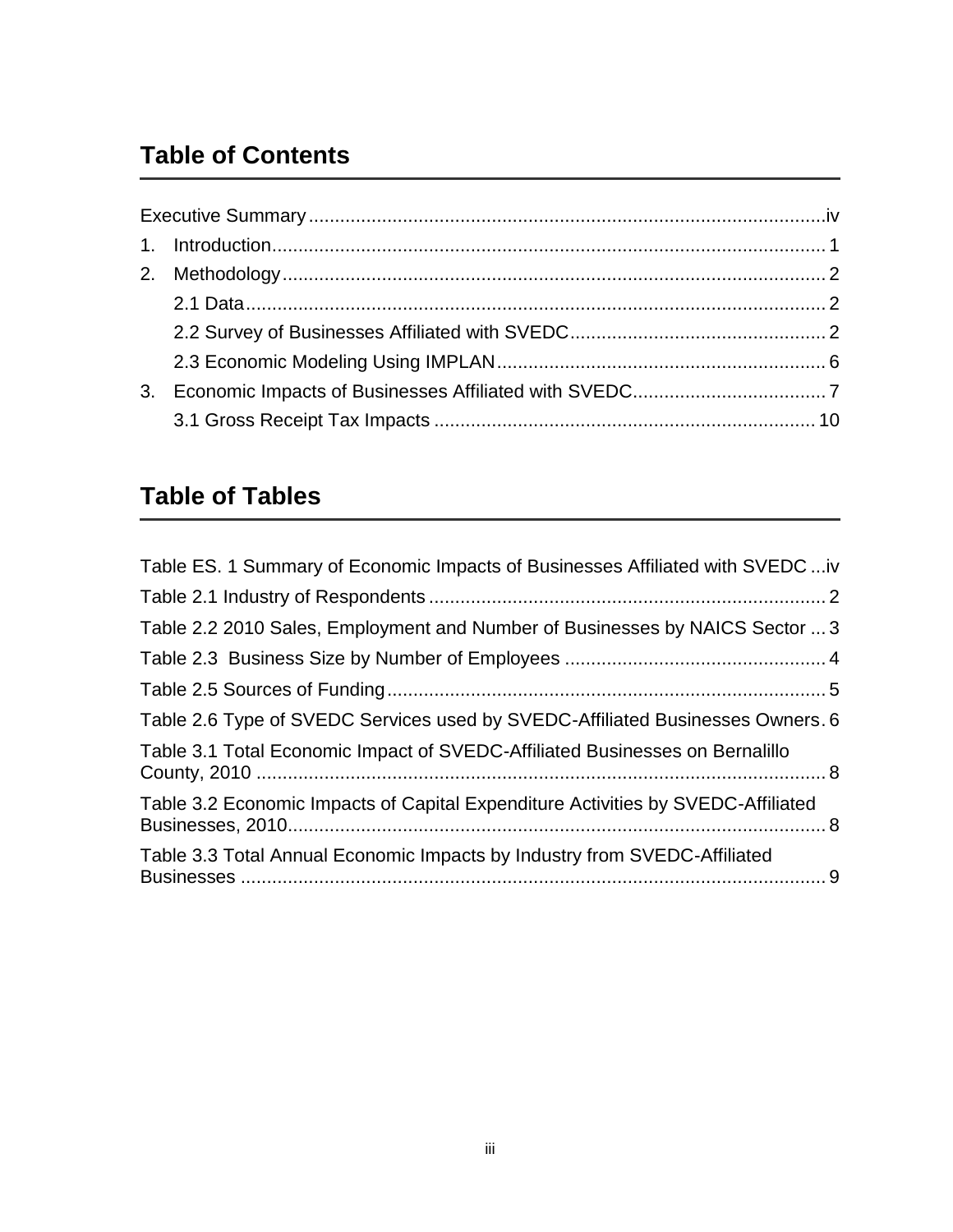## Table of Contents

Executive Summary .................................................................................................. iv

1. Introduction ......................................................................................................... 1
2. Methodology ....................................................................................................... 2
   - 2.1 Data ............................................................................................................... 2
   - 2.2 Survey of Businesses Affiliated with SVEDC ................................................ 2
   - 2.3 Economic Modeling Using IMPLAN .............................................................. 6
3. Economic Impacts of Businesses Affiliated with SVEDC .................................... 7
   - 3.1 Gross Receipt Tax Impacts ........................................................................ 10

## Table of Tables

Table ES. 1 Summary of Economic Impacts of Businesses Affiliated with SVEDC ... iv

Table 2.1 Industry of Respondents ........................................................................... 2

Table 2.2 2010 Sales, Employment and Number of Businesses by NAICS Sector ... 3

Table 2.3 Business Size by Number of Employees ................................................. 4

Table 2.5 Sources of Funding ................................................................................... 5

Table 2.6 Type of SVEDC Services used by SVEDC-Affiliated Businesses Owners. 6

Table 3.1 Total Economic Impact of SVEDC-Affiliated Businesses on Bernalillo County, 2010 ............................................................................................................ 8

Table 3.2 Economic Impacts of Capital Expenditure Activities by SVEDC-Affiliated Businesses, 2010 ...................................................................................................... 8

Table 3.3 Total Annual Economic Impacts by Industry from SVEDC-Affiliated Businesses ................................................................................................................ 9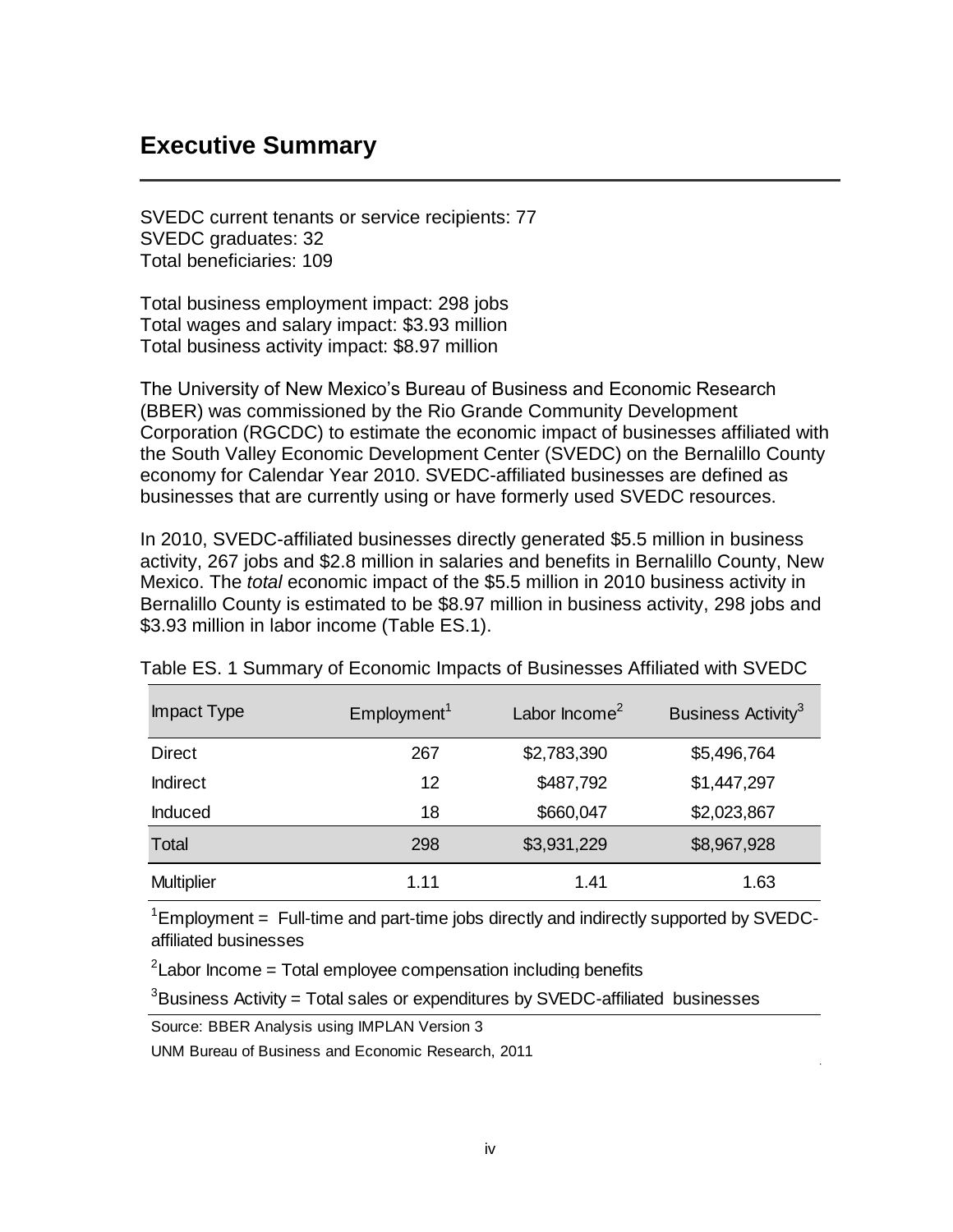# Executive Summary

SVEDC current tenants or service recipients: 77
SVEDC graduates: 32
Total beneficiaries: 109

Total business employment impact: 298 jobs
Total wages and salary impact: $3.93 million
Total business activity impact: $8.97 million

The University of New Mexico's Bureau of Business and Economic Research (BBER) was commissioned by the Rio Grande Community Development Corporation (RGCDC) to estimate the economic impact of businesses affiliated with the South Valley Economic Development Center (SVEDC) on the Bernalillo County economy for Calendar Year 2010. SVEDC-affiliated businesses are defined as businesses that are currently using or have formerly used SVEDC resources.

In 2010, SVEDC-affiliated businesses directly generated $5.5 million in business activity, 267 jobs and $2.8 million in salaries and benefits in Bernalillo County, New Mexico. The *total* economic impact of the $5.5 million in 2010 business activity in Bernalillo County is estimated to be $8.97 million in business activity, 298 jobs and $3.93 million in labor income (Table ES.1).

Table ES. 1 Summary of Economic Impacts of Businesses Affiliated with SVEDC

| Impact Type | Employment[1] | Labor Income[2] | Business Activity[3] |
|---|---|---|---|
| Direct | 267 | $2,783,390 | $5,496,764 |
| Indirect | 12 | $487,792 | $1,447,297 |
| Induced | 18 | $660,047 | $2,023,867 |
| Total | 298 | $3,931,229 | $8,967,928 |
| Multiplier | 1.11 | 1.41 | 1.63 |

[1]Employment = Full-time and part-time jobs directly and indirectly supported by SVEDC-affiliated businesses

[2]Labor Income = Total employee compensation including benefits

[3]Business Activity = Total sales or expenditures by SVEDC-affiliated businesses

Source: BBER Analysis using IMPLAN Version 3

UNM Bureau of Business and Economic Research, 2011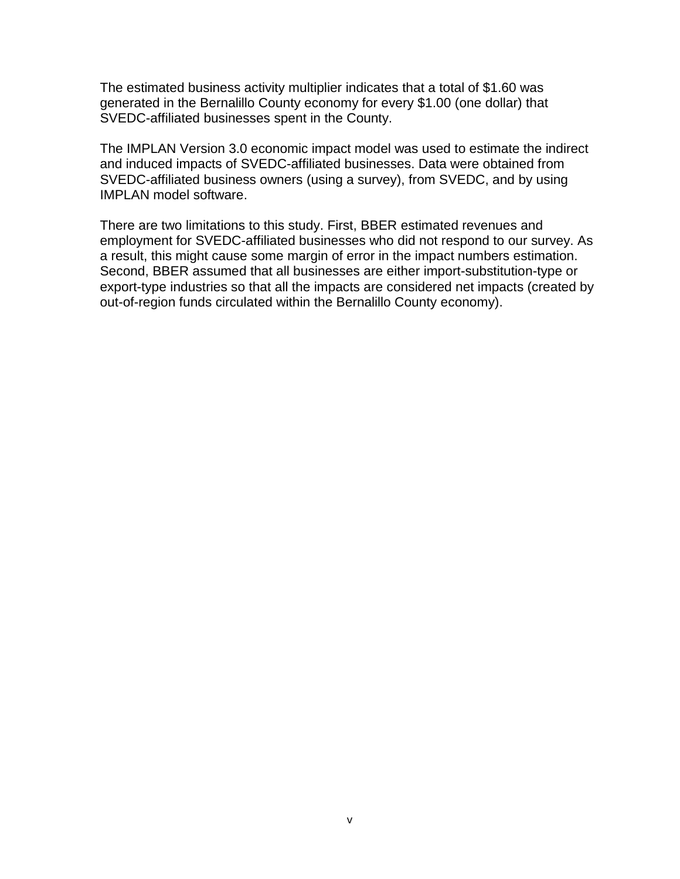The estimated business activity multiplier indicates that a total of $1.60 was generated in the Bernalillo County economy for every $1.00 (one dollar) that SVEDC-affiliated businesses spent in the County.

The IMPLAN Version 3.0 economic impact model was used to estimate the indirect and induced impacts of SVEDC-affiliated businesses. Data were obtained from SVEDC-affiliated business owners (using a survey), from SVEDC, and by using IMPLAN model software.

There are two limitations to this study. First, BBER estimated revenues and employment for SVEDC-affiliated businesses who did not respond to our survey. As a result, this might cause some margin of error in the impact numbers estimation. Second, BBER assumed that all businesses are either import-substitution-type or export-type industries so that all the impacts are considered net impacts (created by out-of-region funds circulated within the Bernalillo County economy).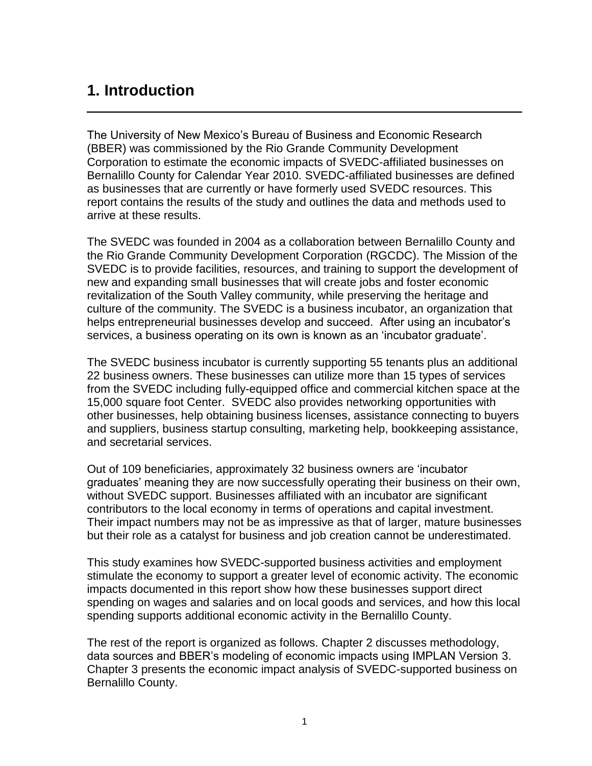# 1. Introduction

The University of New Mexico's Bureau of Business and Economic Research (BBER) was commissioned by the Rio Grande Community Development Corporation to estimate the economic impacts of SVEDC-affiliated businesses on Bernalillo County for Calendar Year 2010. SVEDC-affiliated businesses are defined as businesses that are currently or have formerly used SVEDC resources. This report contains the results of the study and outlines the data and methods used to arrive at these results.

The SVEDC was founded in 2004 as a collaboration between Bernalillo County and the Rio Grande Community Development Corporation (RGCDC). The Mission of the SVEDC is to provide facilities, resources, and training to support the development of new and expanding small businesses that will create jobs and foster economic revitalization of the South Valley community, while preserving the heritage and culture of the community. The SVEDC is a business incubator, an organization that helps entrepreneurial businesses develop and succeed. After using an incubator's services, a business operating on its own is known as an 'incubator graduate'.

The SVEDC business incubator is currently supporting 55 tenants plus an additional 22 business owners. These businesses can utilize more than 15 types of services from the SVEDC including fully-equipped office and commercial kitchen space at the 15,000 square foot Center. SVEDC also provides networking opportunities with other businesses, help obtaining business licenses, assistance connecting to buyers and suppliers, business startup consulting, marketing help, bookkeeping assistance, and secretarial services.

Out of 109 beneficiaries, approximately 32 business owners are 'incubator graduates' meaning they are now successfully operating their business on their own, without SVEDC support. Businesses affiliated with an incubator are significant contributors to the local economy in terms of operations and capital investment. Their impact numbers may not be as impressive as that of larger, mature businesses but their role as a catalyst for business and job creation cannot be underestimated.

This study examines how SVEDC-supported business activities and employment stimulate the economy to support a greater level of economic activity. The economic impacts documented in this report show how these businesses support direct spending on wages and salaries and on local goods and services, and how this local spending supports additional economic activity in the Bernalillo County.

The rest of the report is organized as follows. Chapter 2 discusses methodology, data sources and BBER's modeling of economic impacts using IMPLAN Version 3. Chapter 3 presents the economic impact analysis of SVEDC-supported business on Bernalillo County.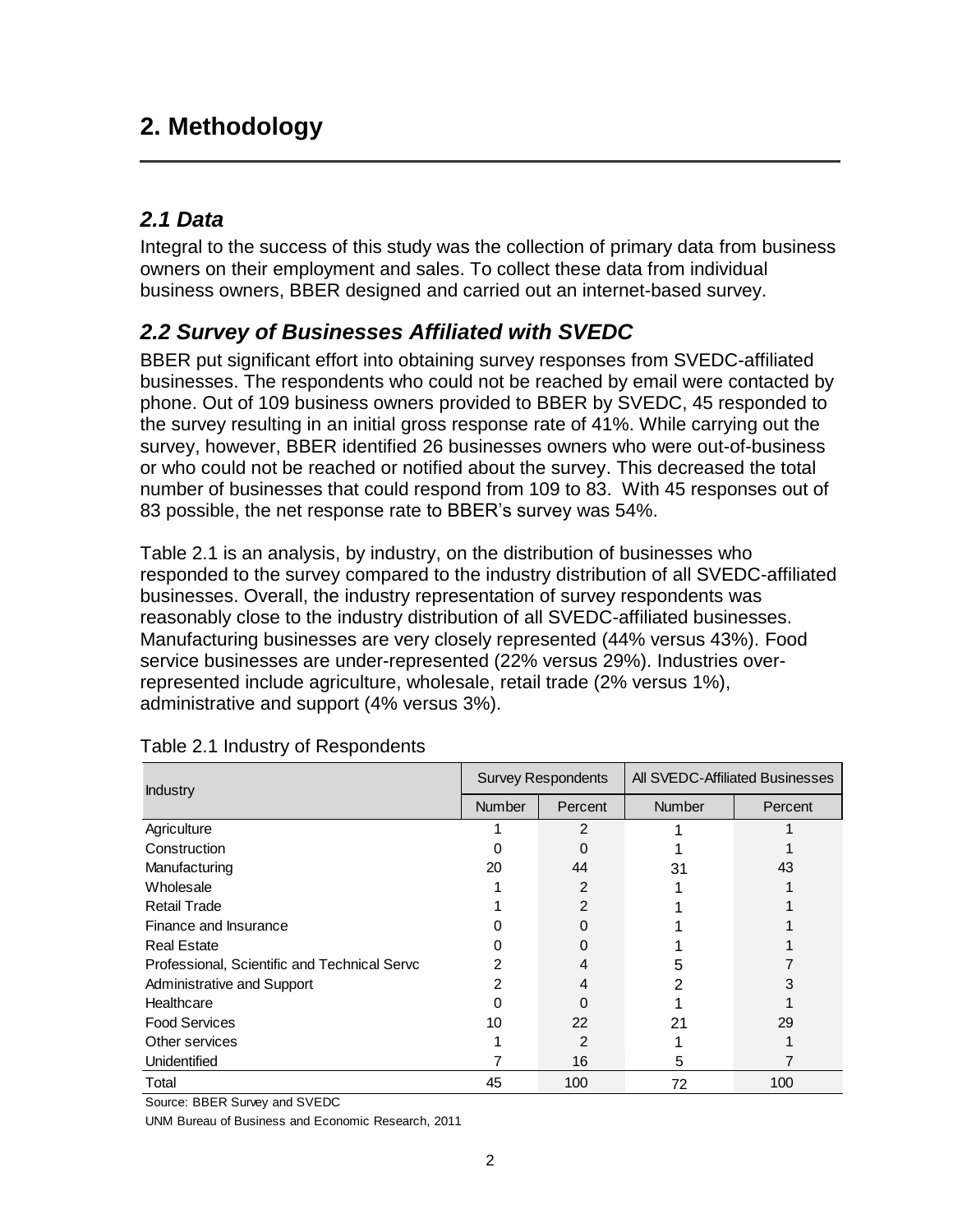# 2. Methodology

## *2.1 Data*

Integral to the success of this study was the collection of primary data from business owners on their employment and sales. To collect these data from individual business owners, BBER designed and carried out an internet-based survey.

## *2.2 Survey of Businesses Affiliated with SVEDC*

BBER put significant effort into obtaining survey responses from SVEDC-affiliated businesses. The respondents who could not be reached by email were contacted by phone. Out of 109 business owners provided to BBER by SVEDC, 45 responded to the survey resulting in an initial gross response rate of 41%. While carrying out the survey, however, BBER identified 26 businesses owners who were out-of-business or who could not be reached or notified about the survey. This decreased the total number of businesses that could respond from 109 to 83. With 45 responses out of 83 possible, the net response rate to BBER's survey was 54%.

Table 2.1 is an analysis, by industry, on the distribution of businesses who responded to the survey compared to the industry distribution of all SVEDC-affiliated businesses. Overall, the industry representation of survey respondents was reasonably close to the industry distribution of all SVEDC-affiliated businesses. Manufacturing businesses are very closely represented (44% versus 43%). Food service businesses are under-represented (22% versus 29%). Industries over-represented include agriculture, wholesale, retail trade (2% versus 1%), administrative and support (4% versus 3%).

Table 2.1 Industry of Respondents

| Industry | Survey Respondents | | All SVEDC-Affiliated Businesses | |
|---|---|---|---|---|
| | Number | Percent | Number | Percent |
| Agriculture | 1 | 2 | 1 | 1 |
| Construction | 0 | 0 | 1 | 1 |
| Manufacturing | 20 | 44 | 31 | 43 |
| Wholesale | 1 | 2 | 1 | 1 |
| Retail Trade | 1 | 2 | 1 | 1 |
| Finance and Insurance | 0 | 0 | 1 | 1 |
| Real Estate | 0 | 0 | 1 | 1 |
| Professional, Scientific and Technical Servc | 2 | 4 | 5 | 7 |
| Administrative and Support | 2 | 4 | 2 | 3 |
| Healthcare | 0 | 0 | 1 | 1 |
| Food Services | 10 | 22 | 21 | 29 |
| Other services | 1 | 2 | 1 | 1 |
| Unidentified | 7 | 16 | 5 | 7 |
| Total | 45 | 100 | 72 | 100 |

Source: BBER Survey and SVEDC

UNM Bureau of Business and Economic Research, 2011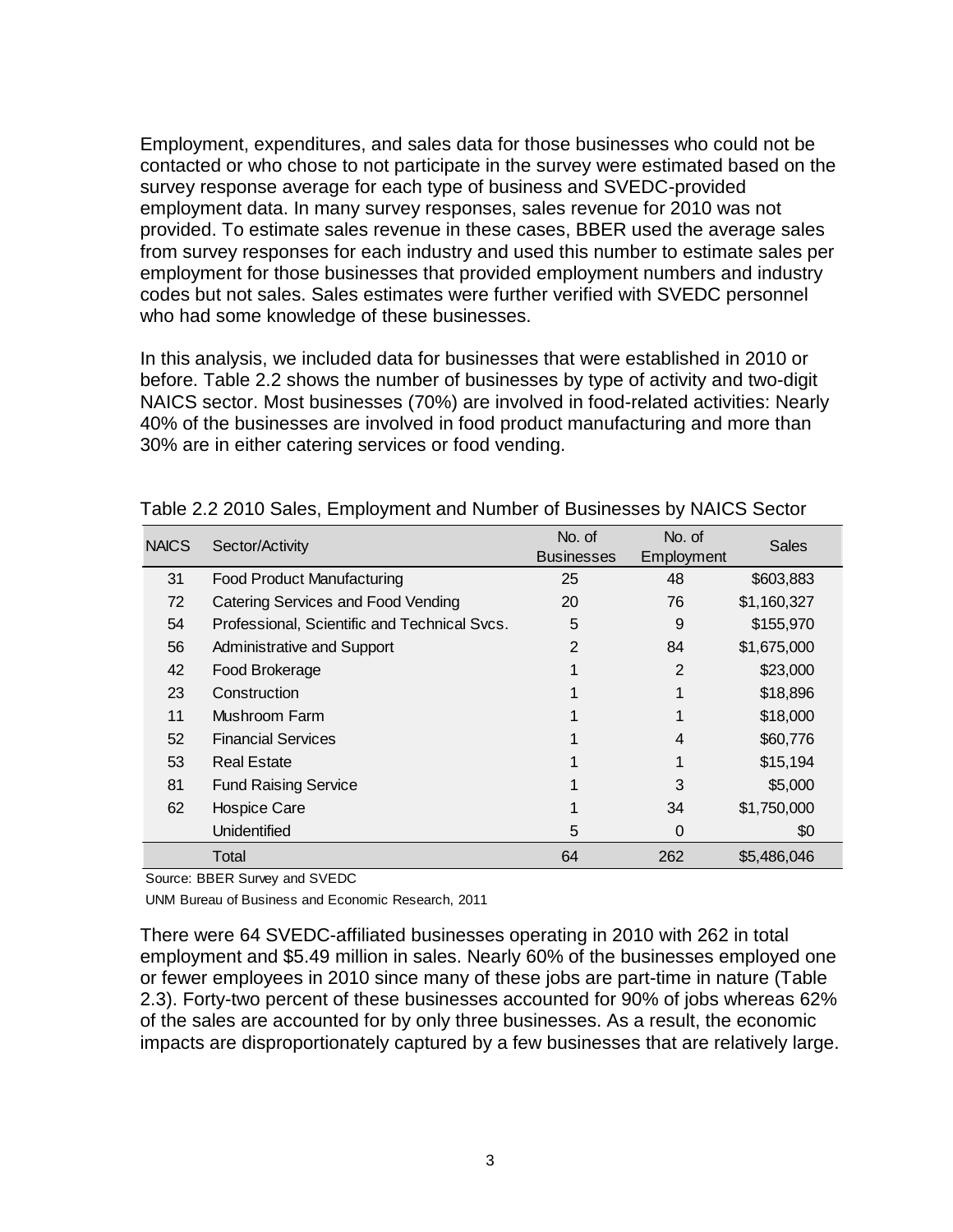Employment, expenditures, and sales data for those businesses who could not be contacted or who chose to not participate in the survey were estimated based on the survey response average for each type of business and SVEDC-provided employment data. In many survey responses, sales revenue for 2010 was not provided. To estimate sales revenue in these cases, BBER used the average sales from survey responses for each industry and used this number to estimate sales per employment for those businesses that provided employment numbers and industry codes but not sales. Sales estimates were further verified with SVEDC personnel who had some knowledge of these businesses.

In this analysis, we included data for businesses that were established in 2010 or before. Table 2.2 shows the number of businesses by type of activity and two-digit NAICS sector. Most businesses (70%) are involved in food-related activities: Nearly 40% of the businesses are involved in food product manufacturing and more than 30% are in either catering services or food vending.

Table 2.2 2010 Sales, Employment and Number of Businesses by NAICS Sector

| NAICS | Sector/Activity | No. of Businesses | No. of Employment | Sales |
|---|---|---|---|---|
| 31 | Food Product Manufacturing | 25 | 48 | $603,883 |
| 72 | Catering Services and Food Vending | 20 | 76 | $1,160,327 |
| 54 | Professional, Scientific and Technical Svcs. | 5 | 9 | $155,970 |
| 56 | Administrative and Support | 2 | 84 | $1,675,000 |
| 42 | Food Brokerage | 1 | 2 | $23,000 |
| 23 | Construction | 1 | 1 | $18,896 |
| 11 | Mushroom Farm | 1 | 1 | $18,000 |
| 52 | Financial Services | 1 | 4 | $60,776 |
| 53 | Real Estate | 1 | 1 | $15,194 |
| 81 | Fund Raising Service | 1 | 3 | $5,000 |
| 62 | Hospice Care | 1 | 34 | $1,750,000 |
| | Unidentified | 5 | 0 | $0 |
| | Total | 64 | 262 | $5,486,046 |

Source: BBER Survey and SVEDC

UNM Bureau of Business and Economic Research, 2011

There were 64 SVEDC-affiliated businesses operating in 2010 with 262 in total employment and $5.49 million in sales. Nearly 60% of the businesses employed one or fewer employees in 2010 since many of these jobs are part-time in nature (Table 2.3). Forty-two percent of these businesses accounted for 90% of jobs whereas 62% of the sales are accounted for by only three businesses. As a result, the economic impacts are disproportionately captured by a few businesses that are relatively large.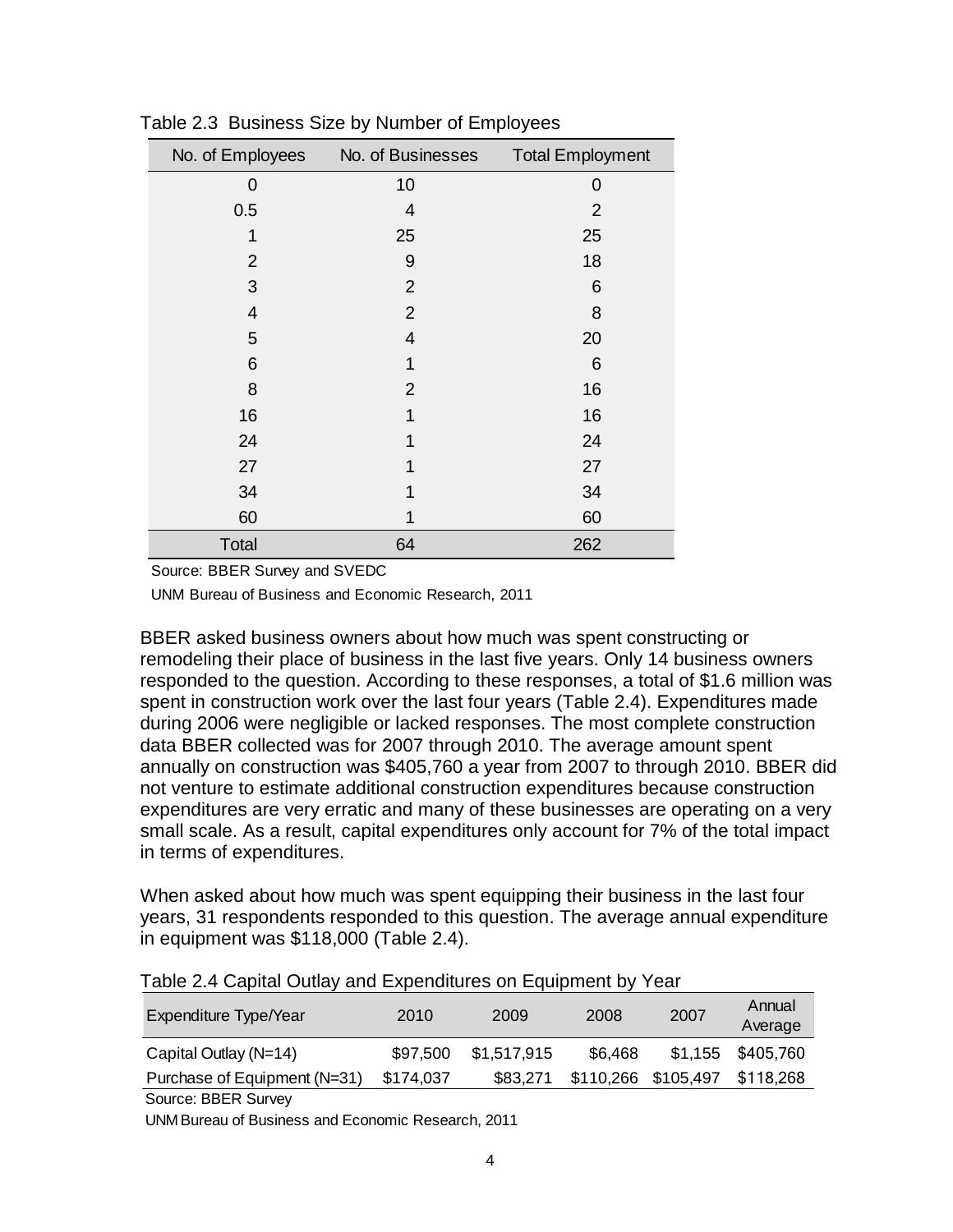Table 2.3 Business Size by Number of Employees

| No. of Employees | No. of Businesses | Total Employment |
|---|---|---|
| 0 | 10 | 0 |
| 0.5 | 4 | 2 |
| 1 | 25 | 25 |
| 2 | 9 | 18 |
| 3 | 2 | 6 |
| 4 | 2 | 8 |
| 5 | 4 | 20 |
| 6 | 1 | 6 |
| 8 | 2 | 16 |
| 16 | 1 | 16 |
| 24 | 1 | 24 |
| 27 | 1 | 27 |
| 34 | 1 | 34 |
| 60 | 1 | 60 |
| Total | 64 | 262 |

Source: BBER Survey and SVEDC

UNM Bureau of Business and Economic Research, 2011

BBER asked business owners about how much was spent constructing or remodeling their place of business in the last five years. Only 14 business owners responded to the question. According to these responses, a total of $1.6 million was spent in construction work over the last four years (Table 2.4). Expenditures made during 2006 were negligible or lacked responses. The most complete construction data BBER collected was for 2007 through 2010. The average amount spent annually on construction was $405,760 a year from 2007 to through 2010. BBER did not venture to estimate additional construction expenditures because construction expenditures are very erratic and many of these businesses are operating on a very small scale. As a result, capital expenditures only account for 7% of the total impact in terms of expenditures.

When asked about how much was spent equipping their business in the last four years, 31 respondents responded to this question. The average annual expenditure in equipment was $118,000 (Table 2.4).

Table 2.4 Capital Outlay and Expenditures on Equipment by Year

| Expenditure Type/Year | 2010 | 2009 | 2008 | 2007 | Annual Average |
|---|---|---|---|---|---|
| Capital Outlay (N=14) | $97,500 | $1,517,915 | $6,468 | $1,155 | $405,760 |
| Purchase of Equipment (N=31) | $174,037 | $83,271 | $110,266 | $105,497 | $118,268 |

Source: BBER Survey

UNM Bureau of Business and Economic Research, 2011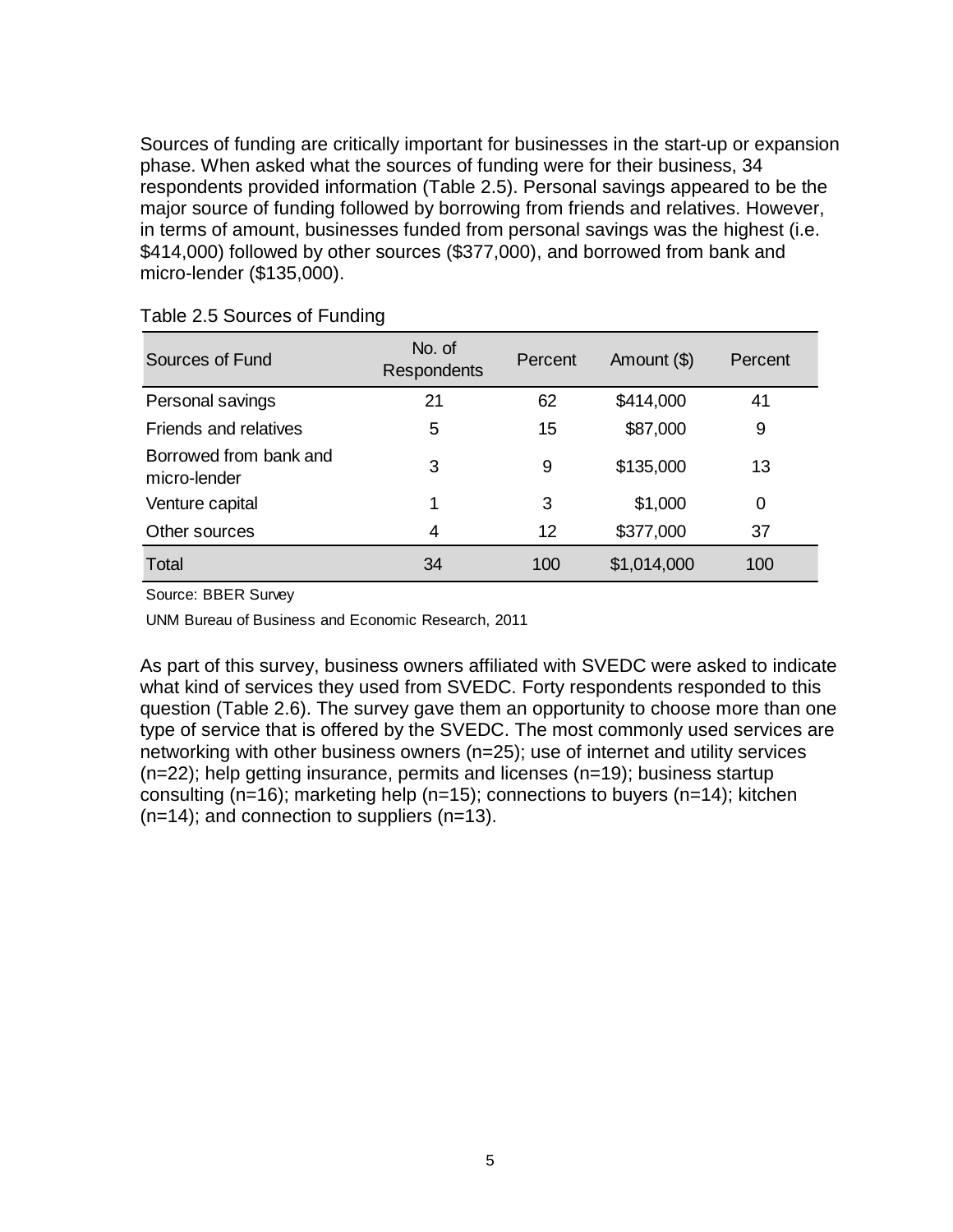Sources of funding are critically important for businesses in the start-up or expansion phase. When asked what the sources of funding were for their business, 34 respondents provided information (Table 2.5). Personal savings appeared to be the major source of funding followed by borrowing from friends and relatives. However, in terms of amount, businesses funded from personal savings was the highest (i.e. $414,000) followed by other sources ($377,000), and borrowed from bank and micro-lender ($135,000).

Table 2.5 Sources of Funding

| Sources of Fund | No. of Respondents | Percent | Amount ($) | Percent |
|---|---|---|---|---|
| Personal savings | 21 | 62 | $414,000 | 41 |
| Friends and relatives | 5 | 15 | $87,000 | 9 |
| Borrowed from bank and micro-lender | 3 | 9 | $135,000 | 13 |
| Venture capital | 1 | 3 | $1,000 | 0 |
| Other sources | 4 | 12 | $377,000 | 37 |
| Total | 34 | 100 | $1,014,000 | 100 |

Source: BBER Survey

UNM Bureau of Business and Economic Research, 2011

As part of this survey, business owners affiliated with SVEDC were asked to indicate what kind of services they used from SVEDC. Forty respondents responded to this question (Table 2.6). The survey gave them an opportunity to choose more than one type of service that is offered by the SVEDC. The most commonly used services are networking with other business owners (n=25); use of internet and utility services (n=22); help getting insurance, permits and licenses (n=19); business startup consulting (n=16); marketing help (n=15); connections to buyers (n=14); kitchen (n=14); and connection to suppliers (n=13).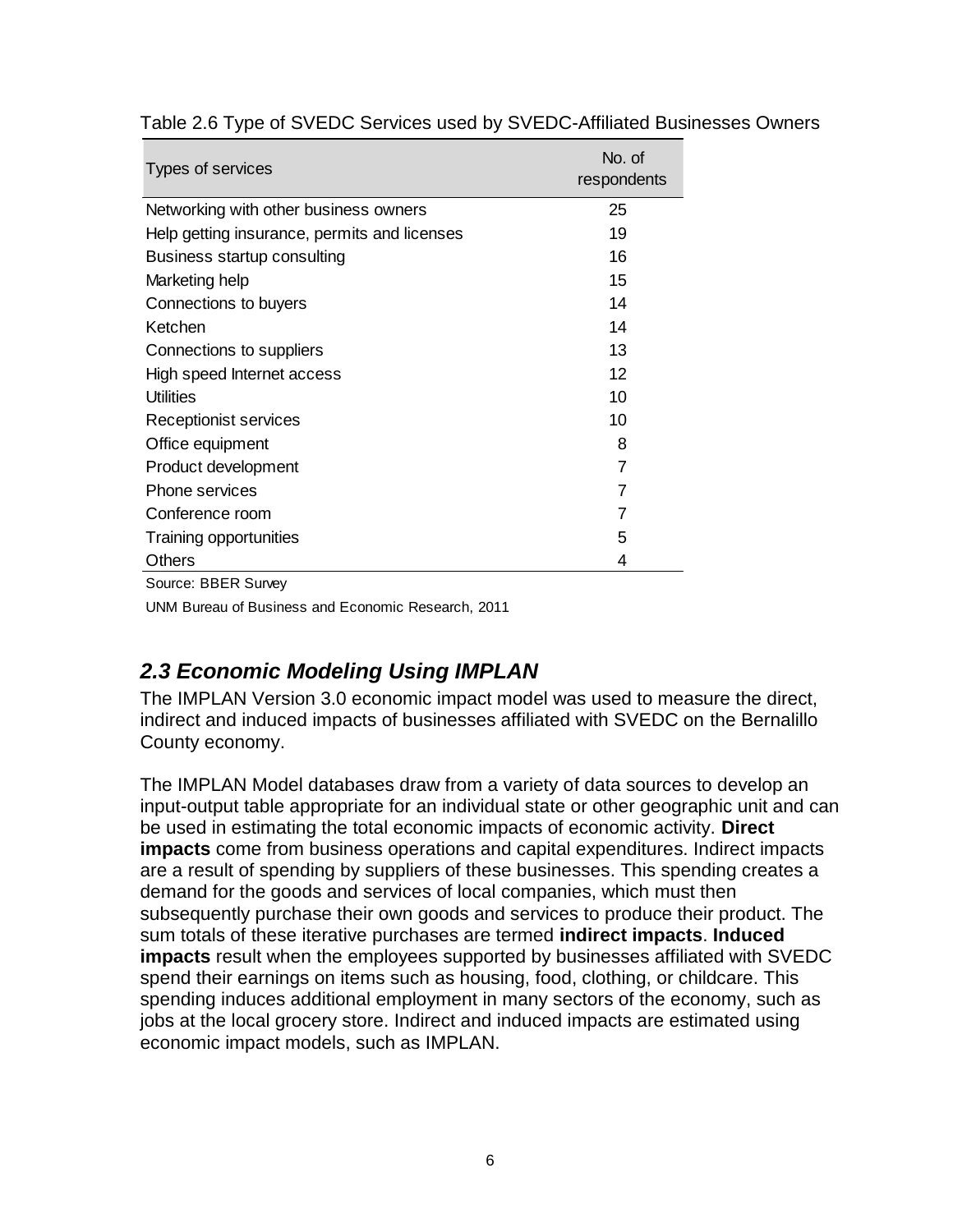Table 2.6 Type of SVEDC Services used by SVEDC-Affiliated Businesses Owners

| Types of services | No. of respondents |
|---|---|
| Networking with other business owners | 25 |
| Help getting insurance, permits and licenses | 19 |
| Business startup consulting | 16 |
| Marketing help | 15 |
| Connections to buyers | 14 |
| Ketchen | 14 |
| Connections to suppliers | 13 |
| High speed Internet access | 12 |
| Utilities | 10 |
| Receptionist services | 10 |
| Office equipment | 8 |
| Product development | 7 |
| Phone services | 7 |
| Conference room | 7 |
| Training opportunities | 5 |
| Others | 4 |

Source: BBER Survey

UNM Bureau of Business and Economic Research, 2011

## *2.3 Economic Modeling Using IMPLAN*

The IMPLAN Version 3.0 economic impact model was used to measure the direct, indirect and induced impacts of businesses affiliated with SVEDC on the Bernalillo County economy.

The IMPLAN Model databases draw from a variety of data sources to develop an input-output table appropriate for an individual state or other geographic unit and can be used in estimating the total economic impacts of economic activity. **Direct impacts** come from business operations and capital expenditures. Indirect impacts are a result of spending by suppliers of these businesses. This spending creates a demand for the goods and services of local companies, which must then subsequently purchase their own goods and services to produce their product. The sum totals of these iterative purchases are termed **indirect impacts**. **Induced impacts** result when the employees supported by businesses affiliated with SVEDC spend their earnings on items such as housing, food, clothing, or childcare. This spending induces additional employment in many sectors of the economy, such as jobs at the local grocery store. Indirect and induced impacts are estimated using economic impact models, such as IMPLAN.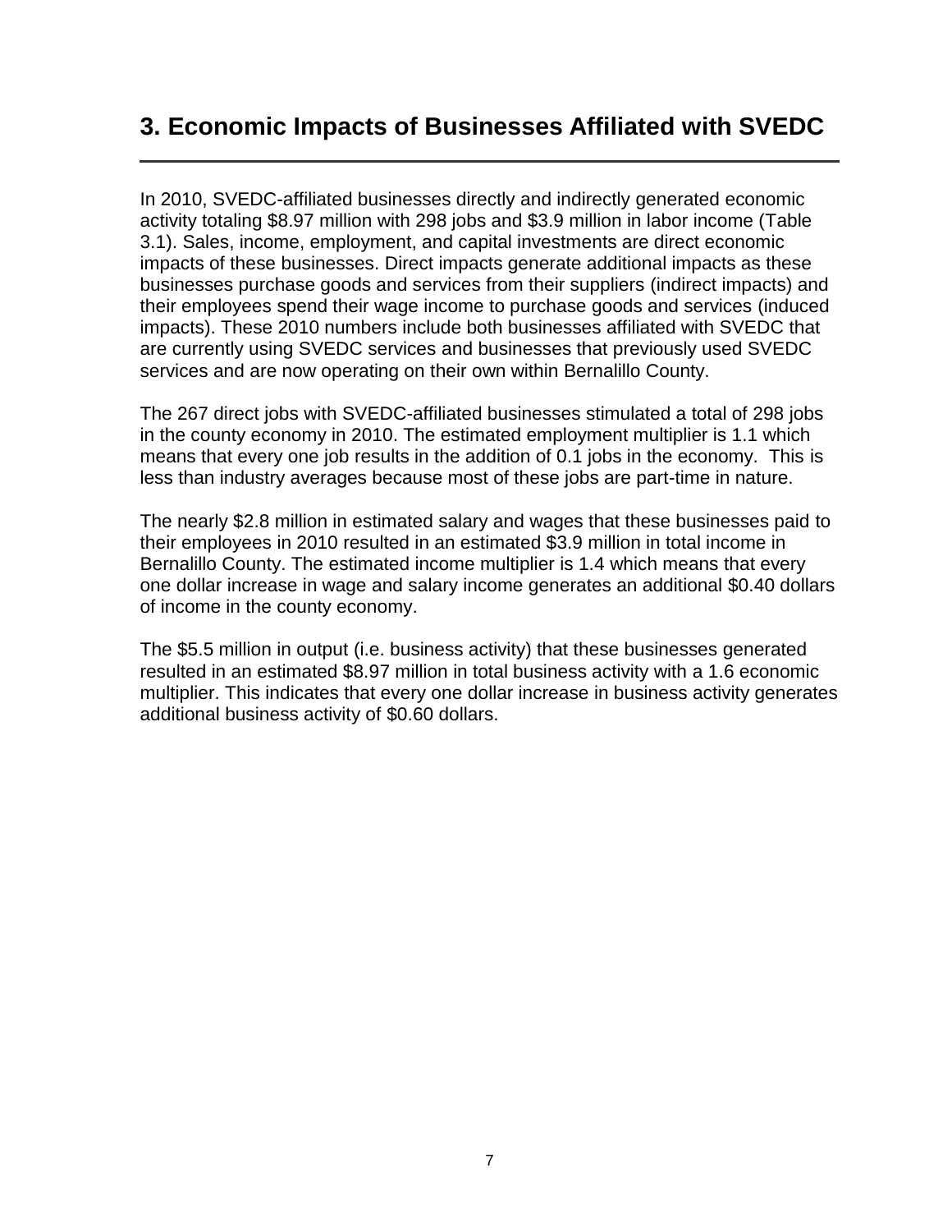# 3. Economic Impacts of Businesses Affiliated with SVEDC

In 2010, SVEDC-affiliated businesses directly and indirectly generated economic activity totaling $8.97 million with 298 jobs and $3.9 million in labor income (Table 3.1). Sales, income, employment, and capital investments are direct economic impacts of these businesses. Direct impacts generate additional impacts as these businesses purchase goods and services from their suppliers (indirect impacts) and their employees spend their wage income to purchase goods and services (induced impacts). These 2010 numbers include both businesses affiliated with SVEDC that are currently using SVEDC services and businesses that previously used SVEDC services and are now operating on their own within Bernalillo County.

The 267 direct jobs with SVEDC-affiliated businesses stimulated a total of 298 jobs in the county economy in 2010. The estimated employment multiplier is 1.1 which means that every one job results in the addition of 0.1 jobs in the economy. This is less than industry averages because most of these jobs are part-time in nature.

The nearly $2.8 million in estimated salary and wages that these businesses paid to their employees in 2010 resulted in an estimated $3.9 million in total income in Bernalillo County. The estimated income multiplier is 1.4 which means that every one dollar increase in wage and salary income generates an additional $0.40 dollars of income in the county economy.

The $5.5 million in output (i.e. business activity) that these businesses generated resulted in an estimated $8.97 million in total business activity with a 1.6 economic multiplier. This indicates that every one dollar increase in business activity generates additional business activity of $0.60 dollars.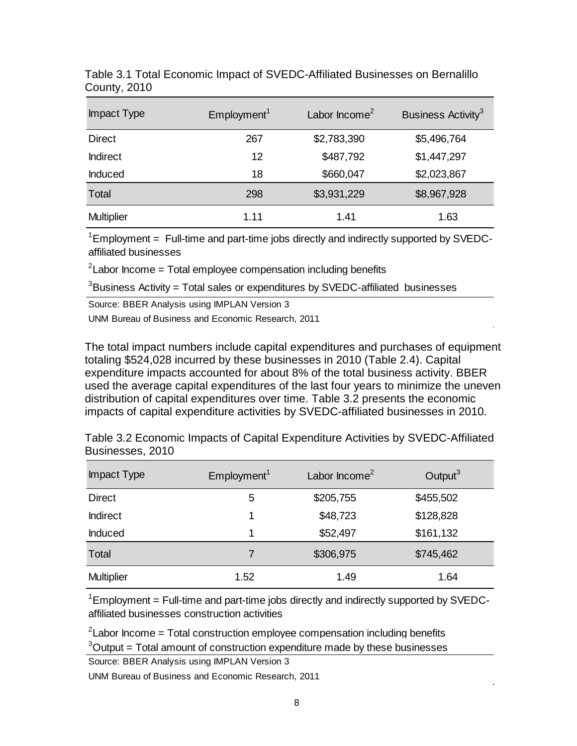Table 3.1 Total Economic Impact of SVEDC-Affiliated Businesses on Bernalillo County, 2010

| Impact Type | Employment[1] | Labor Income[2] | Business Activity[3] |
|---|---|---|---|
| Direct | 267 | $2,783,390 | $5,496,764 |
| Indirect | 12 | $487,792 | $1,447,297 |
| Induced | 18 | $660,047 | $2,023,867 |
| Total | 298 | $3,931,229 | $8,967,928 |
| Multiplier | 1.11 | 1.41 | 1.63 |

[1]Employment = Full-time and part-time jobs directly and indirectly supported by SVEDC-affiliated businesses

[2]Labor Income = Total employee compensation including benefits

[3]Business Activity = Total sales or expenditures by SVEDC-affiliated businesses

Source: BBER Analysis using IMPLAN Version 3

UNM Bureau of Business and Economic Research, 2011

The total impact numbers include capital expenditures and purchases of equipment totaling $524,028 incurred by these businesses in 2010 (Table 2.4). Capital expenditure impacts accounted for about 8% of the total business activity. BBER used the average capital expenditures of the last four years to minimize the uneven distribution of capital expenditures over time. Table 3.2 presents the economic impacts of capital expenditure activities by SVEDC-affiliated businesses in 2010.

Table 3.2 Economic Impacts of Capital Expenditure Activities by SVEDC-Affiliated Businesses, 2010

| Impact Type | Employment[1] | Labor Income[2] | Output[3] |
|---|---|---|---|
| Direct | 5 | $205,755 | $455,502 |
| Indirect | 1 | $48,723 | $128,828 |
| Induced | 1 | $52,497 | $161,132 |
| Total | 7 | $306,975 | $745,462 |
| Multiplier | 1.52 | 1.49 | 1.64 |

[1]Employment = Full-time and part-time jobs directly and indirectly supported by SVEDC-affiliated businesses construction activities

[2]Labor Income = Total construction employee compensation including benefits

[3]Output = Total amount of construction expenditure made by these businesses

Source: BBER Analysis using IMPLAN Version 3

UNM Bureau of Business and Economic Research, 2011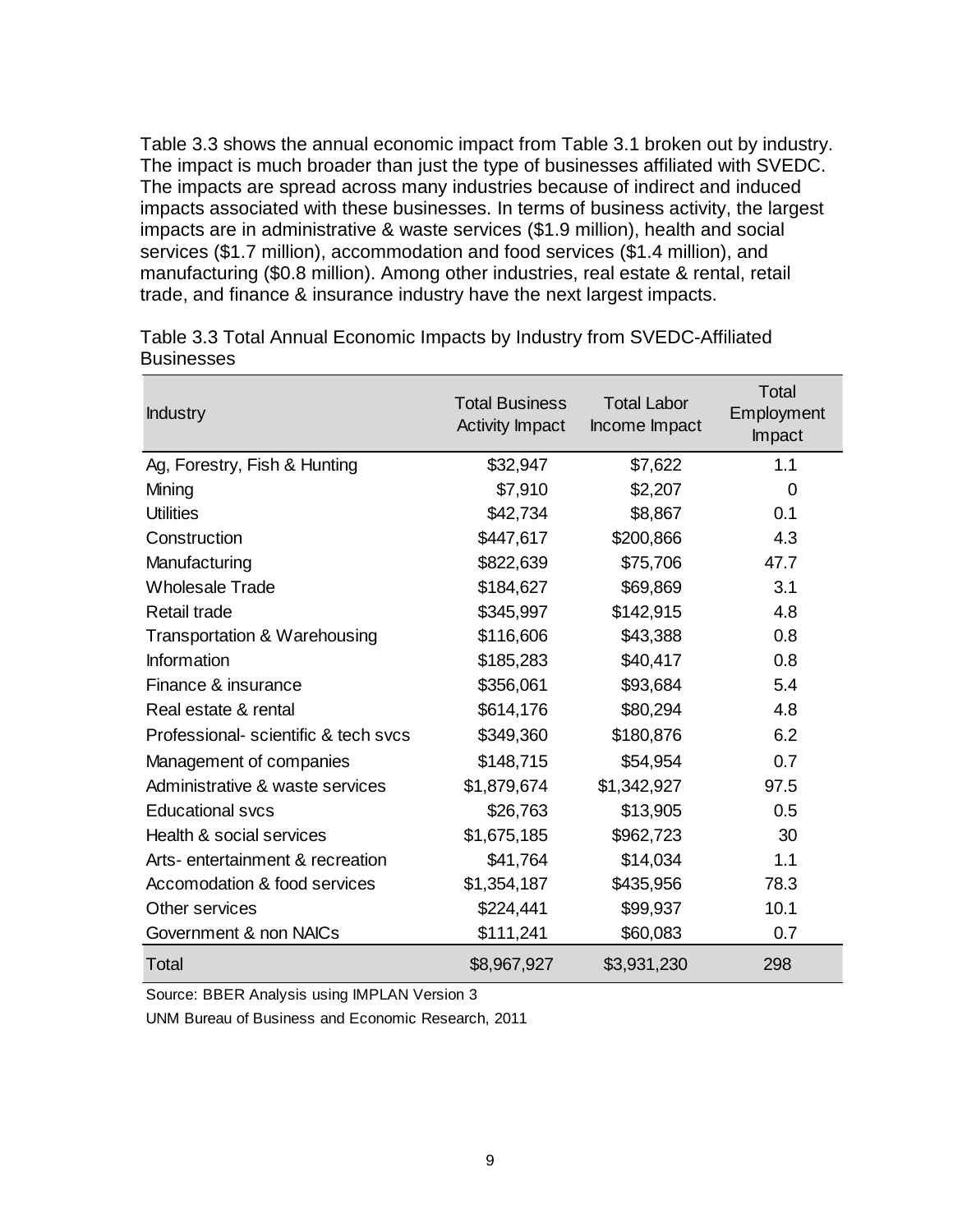Table 3.3 shows the annual economic impact from Table 3.1 broken out by industry. The impact is much broader than just the type of businesses affiliated with SVEDC. The impacts are spread across many industries because of indirect and induced impacts associated with these businesses. In terms of business activity, the largest impacts are in administrative & waste services ($1.9 million), health and social services ($1.7 million), accommodation and food services ($1.4 million), and manufacturing ($0.8 million). Among other industries, real estate & rental, retail trade, and finance & insurance industry have the next largest impacts.

Table 3.3 Total Annual Economic Impacts by Industry from SVEDC-Affiliated Businesses

| Industry | Total Business Activity Impact | Total Labor Income Impact | Total Employment Impact |
|---|---|---|---|
| Ag, Forestry, Fish & Hunting | $32,947 | $7,622 | 1.1 |
| Mining | $7,910 | $2,207 | 0 |
| Utilities | $42,734 | $8,867 | 0.1 |
| Construction | $447,617 | $200,866 | 4.3 |
| Manufacturing | $822,639 | $75,706 | 47.7 |
| Wholesale Trade | $184,627 | $69,869 | 3.1 |
| Retail trade | $345,997 | $142,915 | 4.8 |
| Transportation & Warehousing | $116,606 | $43,388 | 0.8 |
| Information | $185,283 | $40,417 | 0.8 |
| Finance & insurance | $356,061 | $93,684 | 5.4 |
| Real estate & rental | $614,176 | $80,294 | 4.8 |
| Professional- scientific & tech svcs | $349,360 | $180,876 | 6.2 |
| Management of companies | $148,715 | $54,954 | 0.7 |
| Administrative & waste services | $1,879,674 | $1,342,927 | 97.5 |
| Educational svcs | $26,763 | $13,905 | 0.5 |
| Health & social services | $1,675,185 | $962,723 | 30 |
| Arts- entertainment & recreation | $41,764 | $14,034 | 1.1 |
| Accomodation & food services | $1,354,187 | $435,956 | 78.3 |
| Other services | $224,441 | $99,937 | 10.1 |
| Government & non NAICs | $111,241 | $60,083 | 0.7 |
| Total | $8,967,927 | $3,931,230 | 298 |

Source: BBER Analysis using IMPLAN Version 3

UNM Bureau of Business and Economic Research, 2011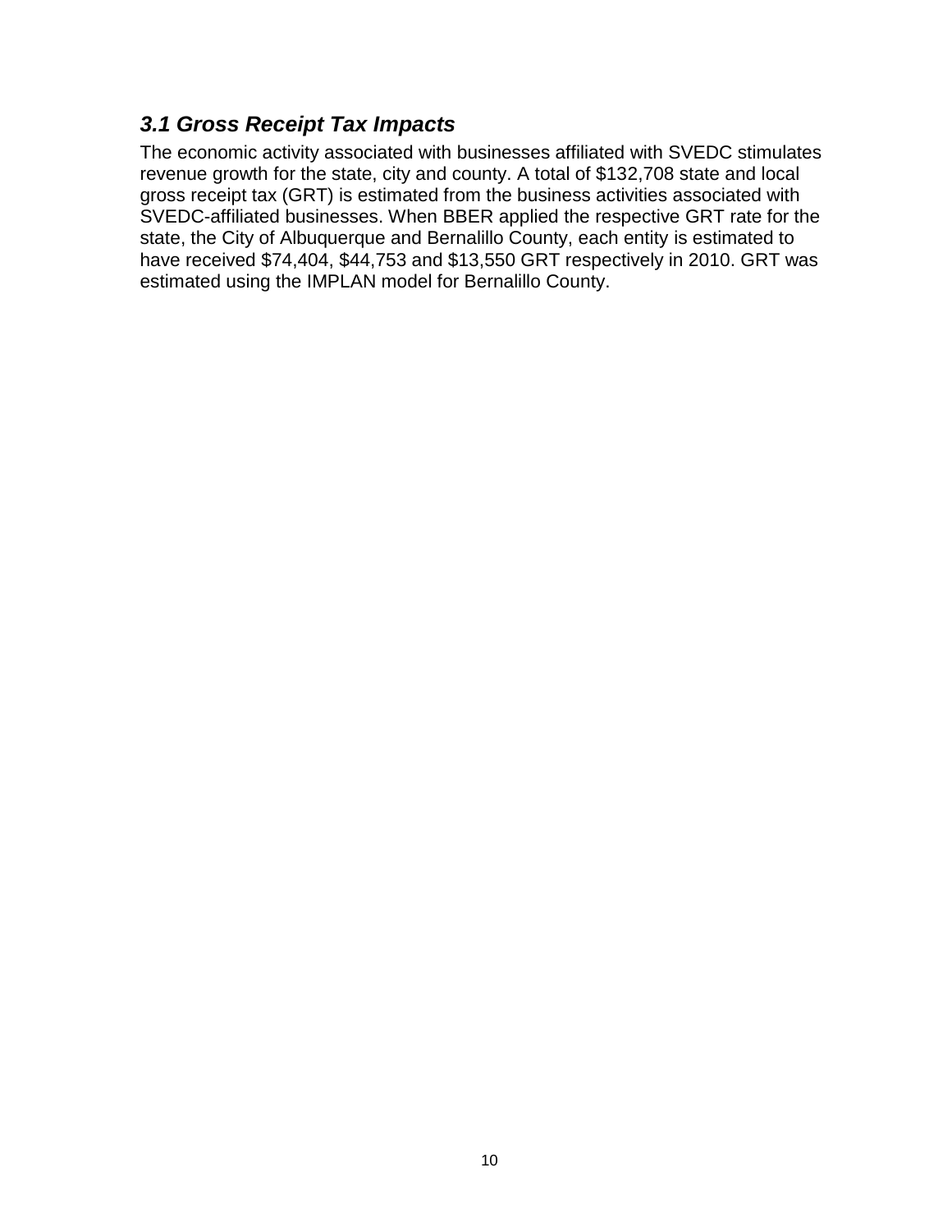### *3.1 Gross Receipt Tax Impacts*

The economic activity associated with businesses affiliated with SVEDC stimulates revenue growth for the state, city and county. A total of $132,708 state and local gross receipt tax (GRT) is estimated from the business activities associated with SVEDC-affiliated businesses. When BBER applied the respective GRT rate for the state, the City of Albuquerque and Bernalillo County, each entity is estimated to have received $74,404, $44,753 and $13,550 GRT respectively in 2010. GRT was estimated using the IMPLAN model for Bernalillo County.